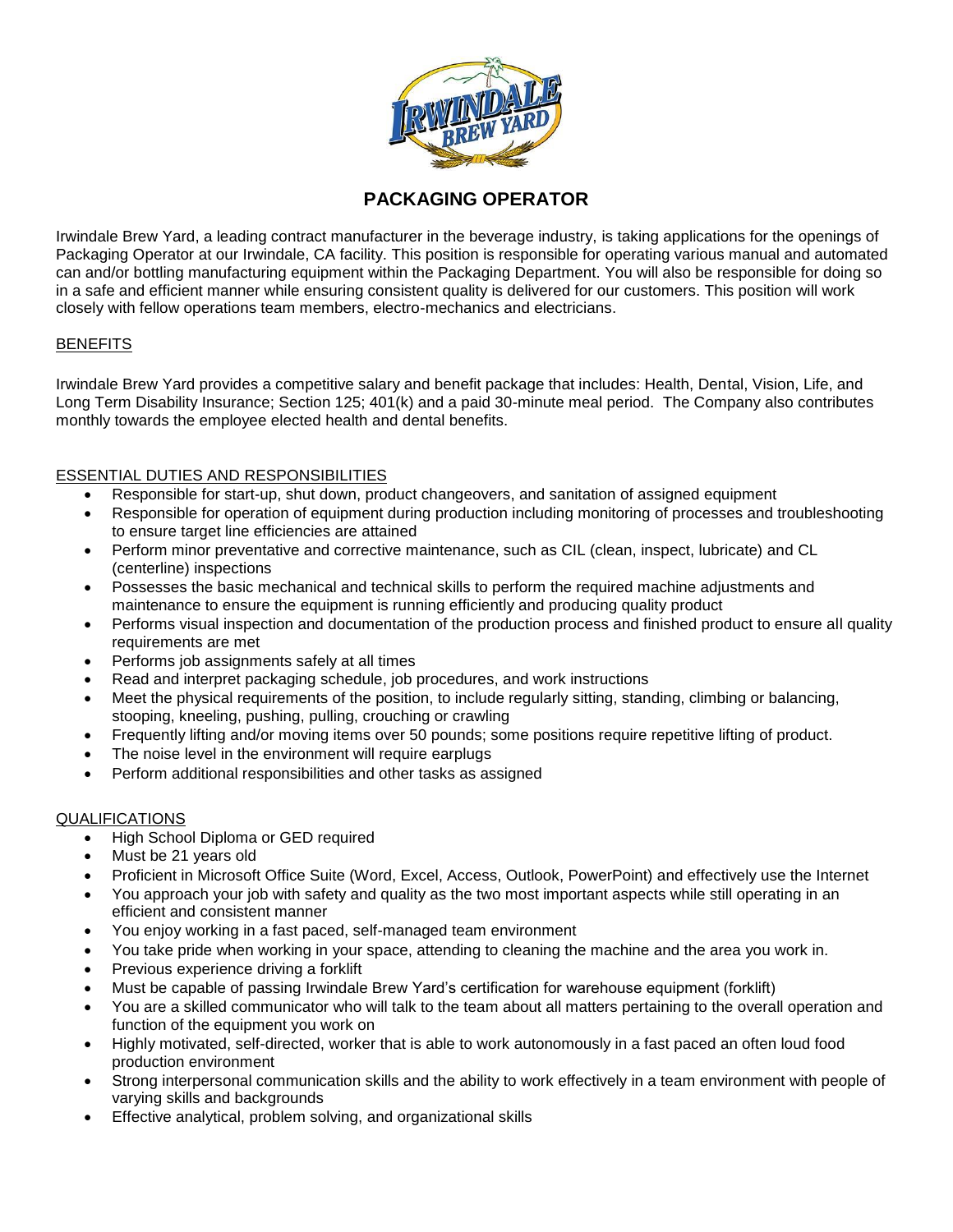# PACKAGING OPERATOR

Irwindale Brew Yard, a leading contract manufacturer in the beverage industry, is taking applications for the openings of Packaging Operator at our Irwindale, CA facility. This position is responsible for operating various manual and automated can and/or bottling manufacturing equipment within the Packaging Department. You will also be responsible for doing so in a safe and efficient manner while ensuring consistent quality is delivered for our customers. This position will work closely with fellow operations team members, electro-mechanics and electricians.

## BENEFITS

Irwindale Brew Yard provides a competitive salary and benefit package that includes: Health, Dental, Vision, Life, and Long Term Disability Insurance; Section 125; 401(k) and a paid 30-minute meal period. The Company also contributes monthly towards the employee elected health and dental benefits.

## ESSENTIAL DUTIES AND RESPONSIBILITIES

- Responsible for start-up, shut down, product changeovers, and sanitation of assigned equipment
- Responsible for operation of equipment during production including monitoring of processes and troubleshooting to ensure target line efficiencies are attained
- Perform minor preventative and corrective maintenance, such as CIL (clean, inspect, lubricate) and CL (centerline) inspections
- Possesses the basic mechanical and technical skills to perform the required machine adjustments and maintenance to ensure the equipment is running efficiently and producing quality product
- Performs visual inspection and documentation of the production process and finished product to ensure all quality requirements are met
- Performs job assignments safely at all times
- Read and interpret packaging schedule, job procedures, and work instructions
- Meet the physical requirements of the position, to include regularly sitting, standing, climbing or balancing, stooping, kneeling, pushing, pulling, crouching or crawling
- Frequently lifting and/or moving items over 50 pounds; some positions require repetitive lifting of product.
- The noise level in the environment will require earplugs
- Perform additional responsibilities and other tasks as assigned

## QUALIFICATIONS

- High School Diploma or GED required
- Must be 21 years old
- Proficient in Microsoft Office Suite (Word, Excel, Access, Outlook, PowerPoint) and effectively use the Internet
- You approach your job with safety and quality as the two most important aspects while still operating in an efficient and consistent manner
- You enjoy working in a fast paced, self-managed team environment
- You take pride when working in your space, attending to cleaning the machine and the area you work in.
- Previous experience driving a forklift
- Must be capable of passing Irwindale Brew Yard's certification for warehouse equipment (forklift)
- You are a skilled communicator who will talk to the team about all matters pertaining to the overall operation and function of the equipment you work on
- Highly motivated, self-directed, worker that is able to work autonomously in a fast paced an often loud food production environment
- Strong interpersonal communication skills and the ability to work effectively in a team environment with people of varying skills and backgrounds
- Effective analytical, problem solving, and organizational skills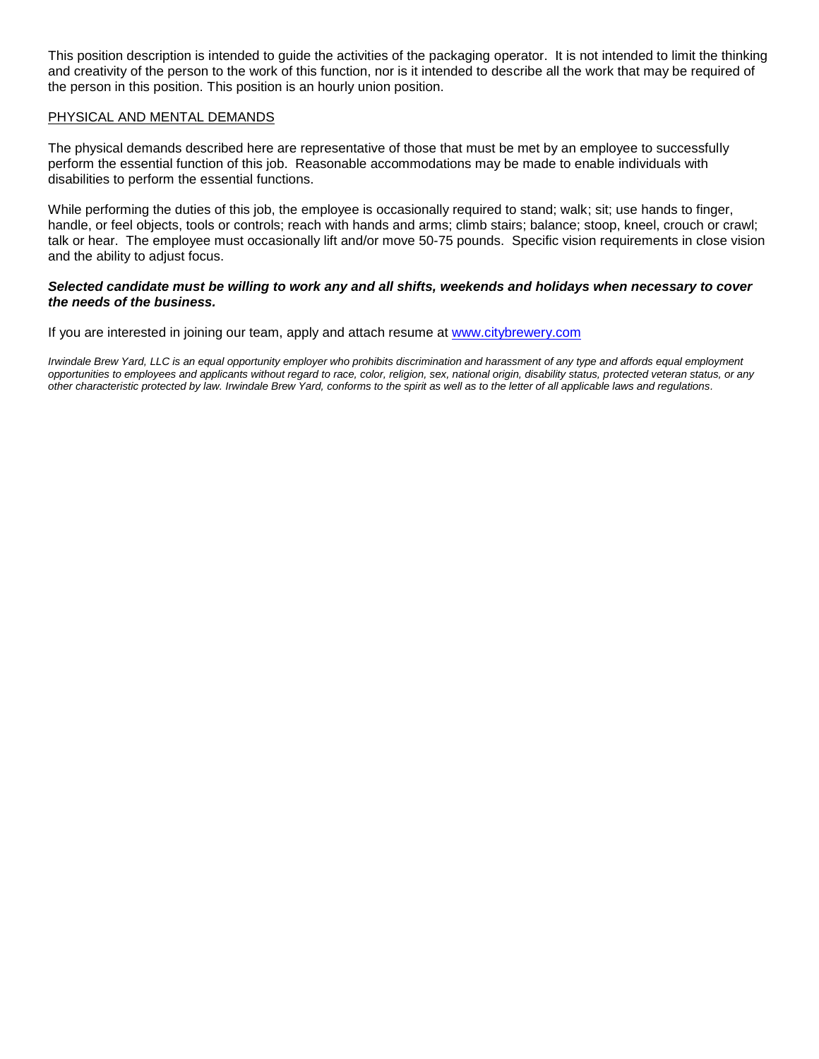This position description is intended to guide the activities of the packaging operator. It is not intended to limit the thinking and creativity of the person to the work of this function, nor is it intended to describe all the work that may be required of the person in this position. This position is an hourly union position.

## PHYSICAL AND MENTAL DEMANDS

The physical demands described here are representative of those that must be met by an employee to successfully perform the essential function of this job. Reasonable accommodations may be made to enable individuals with disabilities to perform the essential functions.

While performing the duties of this job, the employee is occasionally required to stand; walk; sit; use hands to finger, handle, or feel objects, tools or controls; reach with hands and arms; climb stairs; balance; stoop, kneel, crouch or crawl; talk or hear. The employee must occasionally lift and/or move 50-75 pounds. Specific vision requirements in close vision and the ability to adjust focus.

***Selected candidate must be willing to work any and all shifts, weekends and holidays when necessary to cover the needs of the business.***

If you are interested in joining our team, apply and attach resume at [www.citybrewery.com](www.citybrewery.com)

*Irwindale Brew Yard, LLC is an equal opportunity employer who prohibits discrimination and harassment of any type and affords equal employment opportunities to employees and applicants without regard to race, color, religion, sex, national origin, disability status, protected veteran status, or any other characteristic protected by law. Irwindale Brew Yard, conforms to the spirit as well as to the letter of all applicable laws and regulations.*